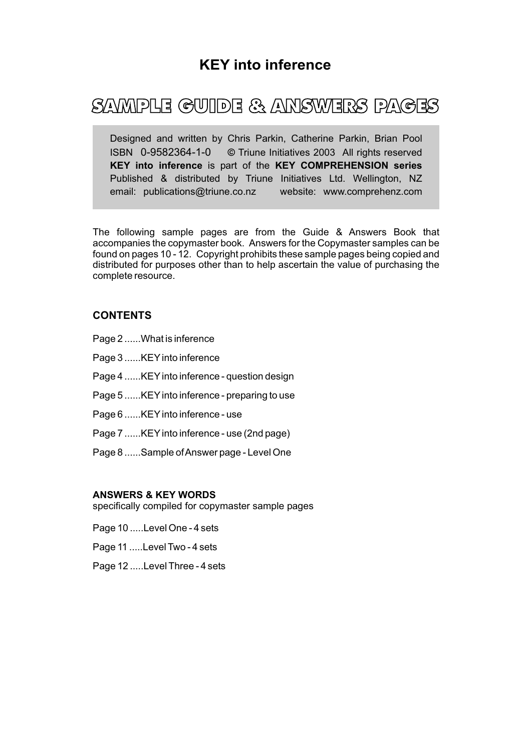# KEY into inference

## SAMPLE GUIDE & ANSWERS PAGES

Designed and written by Chris Parkin, Catherine Parkin, Brian Pool
ISBN 0-9582364-1-0 © Triune Initiatives 2003 All rights reserved
**KEY into inference** is part of the **KEY COMPREHENSION series**
Published & distributed by Triune Initiatives Ltd. Wellington, NZ
email: publications@triune.co.nz website: www.comprehenz.com

The following sample pages are from the Guide & Answers Book that accompanies the copymaster book. Answers for the Copymaster samples can be found on pages 10 - 12. Copyright prohibits these sample pages being copied and distributed for purposes other than to help ascertain the value of purchasing the complete resource.

### CONTENTS

Page 2 ......What is inference

Page 3 ......KEY into inference

Page 4 ......KEY into inference - question design

Page 5 ......KEY into inference - preparing to use

Page 6 ......KEY into inference - use

Page 7 ......KEY into inference - use (2nd page)

Page 8 ......Sample of Answer page - Level One

**ANSWERS & KEY WORDS**
specifically compiled for copymaster sample pages

Page 10 .....Level One - 4 sets

Page 11 .....Level Two - 4 sets

Page 12 .....Level Three - 4 sets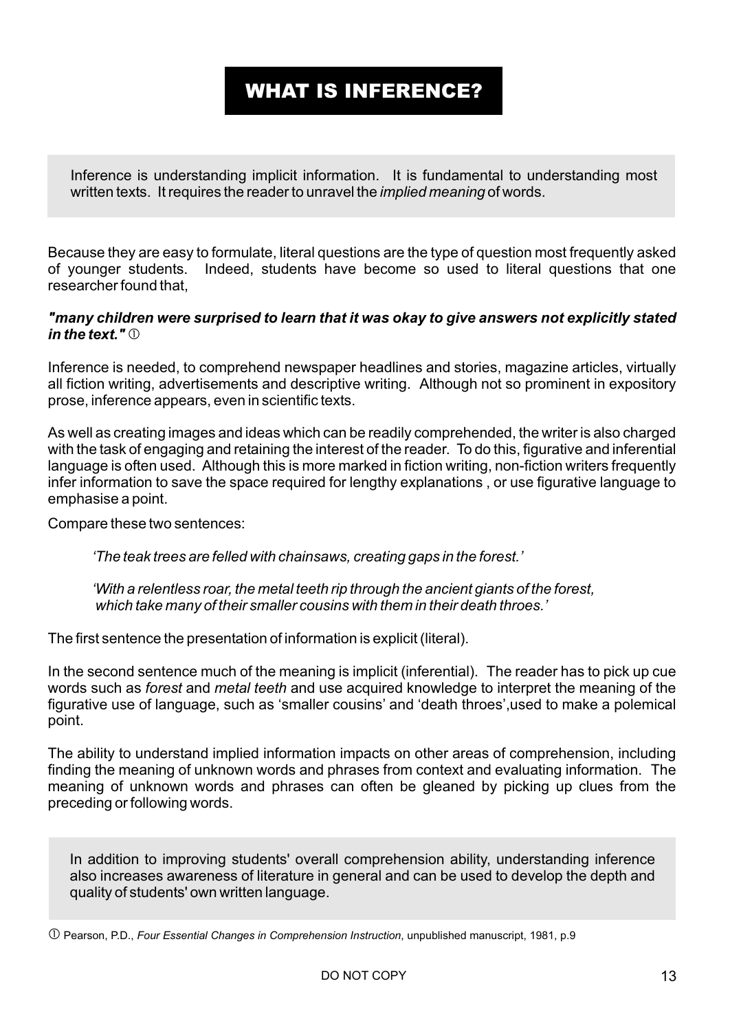# WHAT IS INFERENCE?

Inference is understanding implicit information. It is fundamental to understanding most written texts. It requires the reader to unravel the *implied meaning* of words.

Because they are easy to formulate, literal questions are the type of question most frequently asked of younger students. Indeed, students have become so used to literal questions that one researcher found that,

***"many children were surprised to learn that it was okay to give answers not explicitly stated in the text."*** [1]

Inference is needed, to comprehend newspaper headlines and stories, magazine articles, virtually all fiction writing, advertisements and descriptive writing. Although not so prominent in expository prose, inference appears, even in scientific texts.

As well as creating images and ideas which can be readily comprehended, the writer is also charged with the task of engaging and retaining the interest of the reader. To do this, figurative and inferential language is often used. Although this is more marked in fiction writing, non-fiction writers frequently infer information to save the space required for lengthy explanations , or use figurative language to emphasise a point.

Compare these two sentences:

> *'The teak trees are felled with chainsaws, creating gaps in the forest.'*
>
> *'With a relentless roar, the metal teeth rip through the ancient giants of the forest, which take many of their smaller cousins with them in their death throes.'*

The first sentence the presentation of information is explicit (literal).

In the second sentence much of the meaning is implicit (inferential). The reader has to pick up cue words such as *forest* and *metal teeth* and use acquired knowledge to interpret the meaning of the figurative use of language, such as 'smaller cousins' and 'death throes',used to make a polemical point.

The ability to understand implied information impacts on other areas of comprehension, including finding the meaning of unknown words and phrases from context and evaluating information. The meaning of unknown words and phrases can often be gleaned by picking up clues from the preceding or following words.

In addition to improving students' overall comprehension ability, understanding inference also increases awareness of literature in general and can be used to develop the depth and quality of students' own written language.

[1] Pearson, P.D., *Four Essential Changes in Comprehension Instruction*, unpublished manuscript, 1981, p.9

DO NOT COPY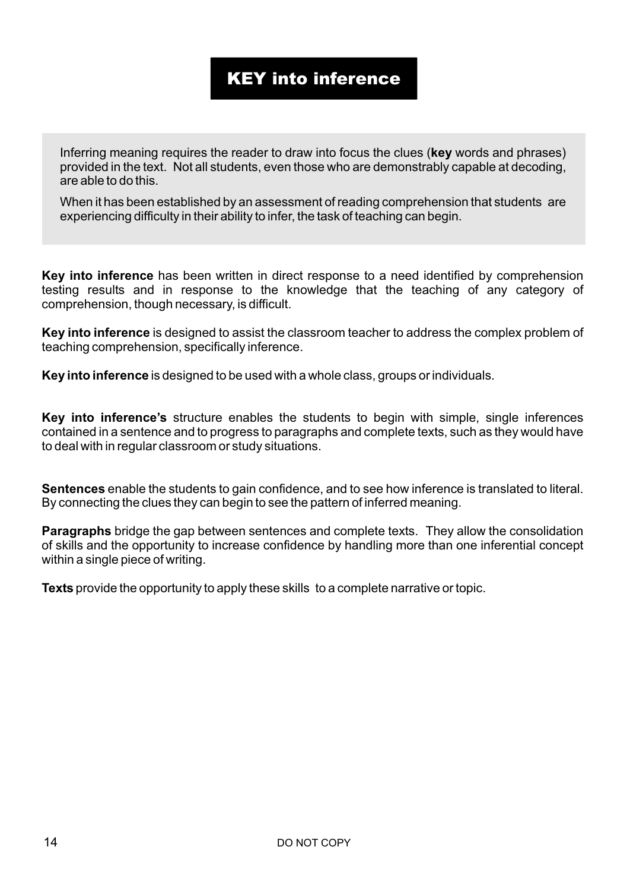# KEY into inference

Inferring meaning requires the reader to draw into focus the clues (**key** words and phrases) provided in the text. Not all students, even those who are demonstrably capable at decoding, are able to do this.

When it has been established by an assessment of reading comprehension that students are experiencing difficulty in their ability to infer, the task of teaching can begin.

**Key into inference** has been written in direct response to a need identified by comprehension testing results and in response to the knowledge that the teaching of any category of comprehension, though necessary, is difficult.

**Key into inference** is designed to assist the classroom teacher to address the complex problem of teaching comprehension, specifically inference.

**Key into inference** is designed to be used with a whole class, groups or individuals.

**Key into inference's** structure enables the students to begin with simple, single inferences contained in a sentence and to progress to paragraphs and complete texts, such as they would have to deal with in regular classroom or study situations.

**Sentences** enable the students to gain confidence, and to see how inference is translated to literal. By connecting the clues they can begin to see the pattern of inferred meaning.

**Paragraphs** bridge the gap between sentences and complete texts. They allow the consolidation of skills and the opportunity to increase confidence by handling more than one inferential concept within a single piece of writing.

**Texts** provide the opportunity to apply these skills to a complete narrative or topic.

DO NOT COPY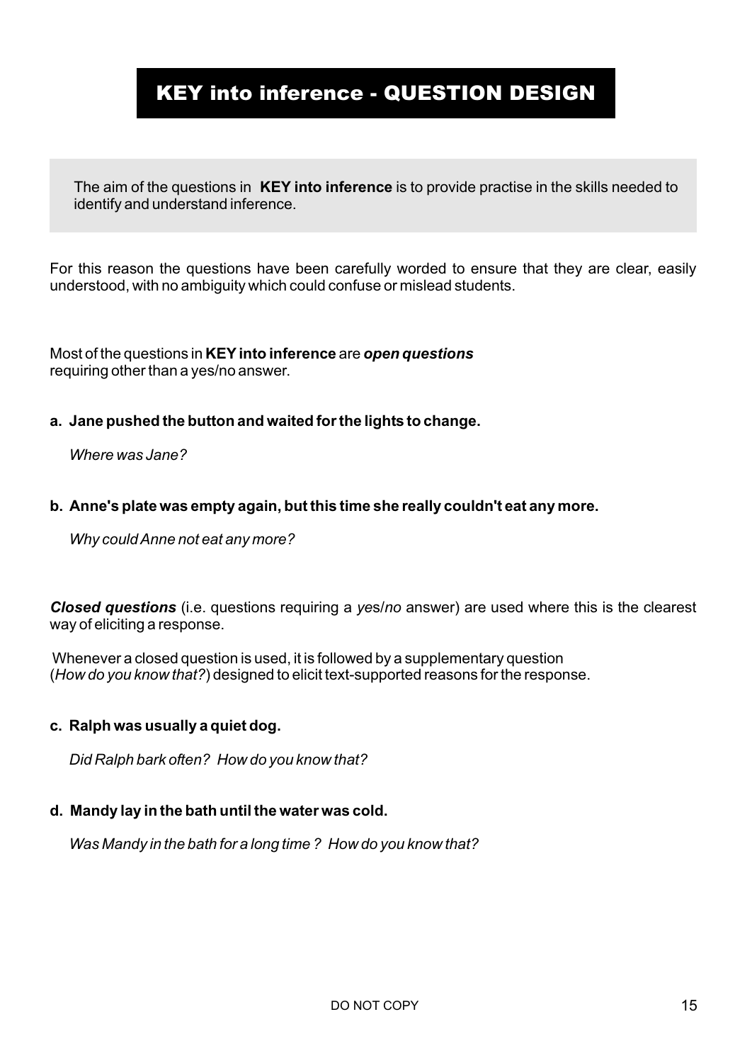# KEY into inference - QUESTION DESIGN

The aim of the questions in **KEY into inference** is to provide practise in the skills needed to identify and understand inference.

For this reason the questions have been carefully worded to ensure that they are clear, easily understood, with no ambiguity which could confuse or mislead students.

Most of the questions in **KEY into inference** are ***open questions*** requiring other than a yes/no answer.

**a. Jane pushed the button and waited for the lights to change.**

*Where was Jane?*

**b. Anne's plate was empty again, but this time she really couldn't eat any more.**

*Why could Anne not eat any more?*

***Closed questions*** (i.e. questions requiring a *yes*/*no* answer) are used where this is the clearest way of eliciting a response.

Whenever a closed question is used, it is followed by a supplementary question (*How do you know that?*) designed to elicit text-supported reasons for the response.

**c. Ralph was usually a quiet dog.**

*Did Ralph bark often? How do you know that?*

**d. Mandy lay in the bath until the water was cold.**

*Was Mandy in the bath for a long time ? How do you know that?*

DO NOT COPY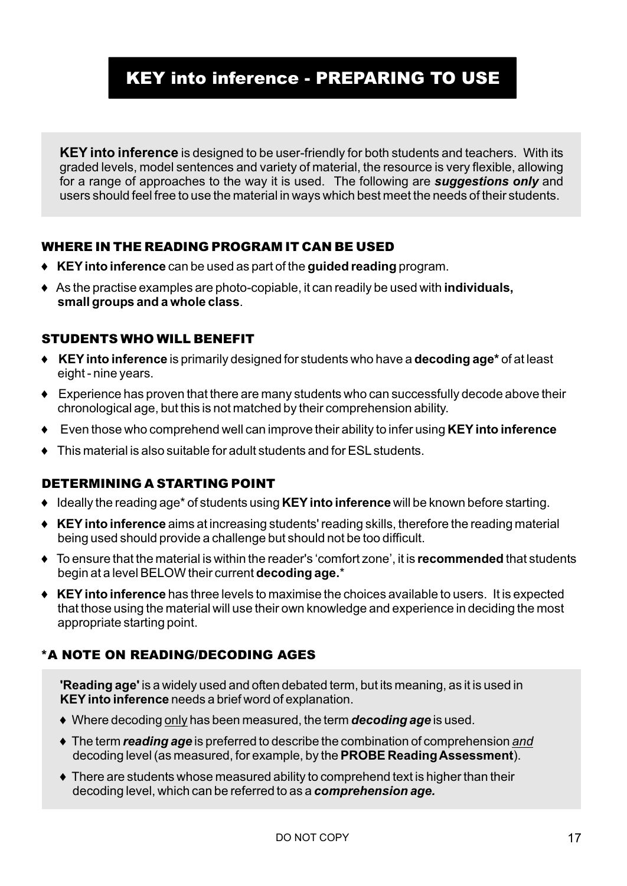# KEY into inference - PREPARING TO USE

**KEY into inference** is designed to be user-friendly for both students and teachers. With its graded levels, model sentences and variety of material, the resource is very flexible, allowing for a range of approaches to the way it is used. The following are ***suggestions only*** and users should feel free to use the material in ways which best meet the needs of their students.

## WHERE IN THE READING PROGRAM IT CAN BE USED

- **KEY into inference** can be used as part of the **guided reading** program.
- As the practise examples are photo-copiable, it can readily be used with **individuals, small groups and a whole class**.

## STUDENTS WHO WILL BENEFIT

- **KEY into inference** is primarily designed for students who have a **decoding age*** of at least eight - nine years.
- Experience has proven that there are many students who can successfully decode above their chronological age, but this is not matched by their comprehension ability.
- Even those who comprehend well can improve their ability to infer using **KEY into inference**
- This material is also suitable for adult students and for ESL students.

## DETERMINING A STARTING POINT

- Ideally the reading age* of students using **KEY into inference** will be known before starting.
- **KEY into inference** aims at increasing students' reading skills, therefore the reading material being used should provide a challenge but should not be too difficult.
- To ensure that the material is within the reader's 'comfort zone', it is **recommended** that students begin at a level BELOW their current **decoding age.***
- **KEY into inference** has three levels to maximise the choices available to users. It is expected that those using the material will use their own knowledge and experience in deciding the most appropriate starting point.

## *A NOTE ON READING/DECODING AGES

**'Reading age'** is a widely used and often debated term, but its meaning, as it is used in **KEY into inference** needs a brief word of explanation.

- Where decoding <u>only</u> has been measured, the term ***decoding age*** is used.
- The term ***reading age*** is preferred to describe the combination of comprehension <u>*and*</u> decoding level (as measured, for example, by the **PROBE Reading Assessment**).
- There are students whose measured ability to comprehend text is higher than their decoding level, which can be referred to as a ***comprehension age.***

DO NOT COPY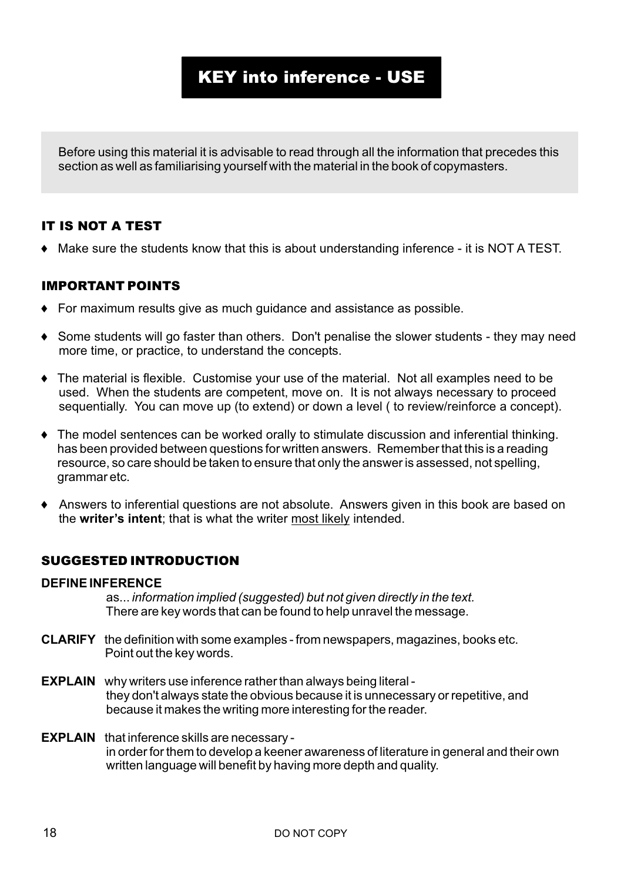# KEY into inference - USE

Before using this material it is advisable to read through all the information that precedes this section as well as familiarising yourself with the material in the book of copymasters.

## IT IS NOT A TEST

- Make sure the students know that this is about understanding inference - it is NOT A TEST.

## IMPORTANT POINTS

- For maximum results give as much guidance and assistance as possible.
- Some students will go faster than others. Don't penalise the slower students - they may need more time, or practice, to understand the concepts.
- The material is flexible. Customise your use of the material. Not all examples need to be used. When the students are competent, move on. It is not always necessary to proceed sequentially. You can move up (to extend) or down a level ( to review/reinforce a concept).
- The model sentences can be worked orally to stimulate discussion and inferential thinking. has been provided between questions for written answers. Remember that this is a reading resource, so care should be taken to ensure that only the answer is assessed, not spelling, grammar etc.
- Answers to inferential questions are not absolute. Answers given in this book are based on the **writer's intent**; that is what the writer most likely intended.

## SUGGESTED INTRODUCTION

**DEFINE INFERENCE**
as... *information implied (suggested) but not given directly in the text.*
There are key words that can be found to help unravel the message.

**CLARIFY** the definition with some examples - from newspapers, magazines, books etc.
Point out the key words.

**EXPLAIN** why writers use inference rather than always being literal -
they don't always state the obvious because it is unnecessary or repetitive, and because it makes the writing more interesting for the reader.

**EXPLAIN** that inference skills are necessary -
in order for them to develop a keener awareness of literature in general and their own written language will benefit by having more depth and quality.

DO NOT COPY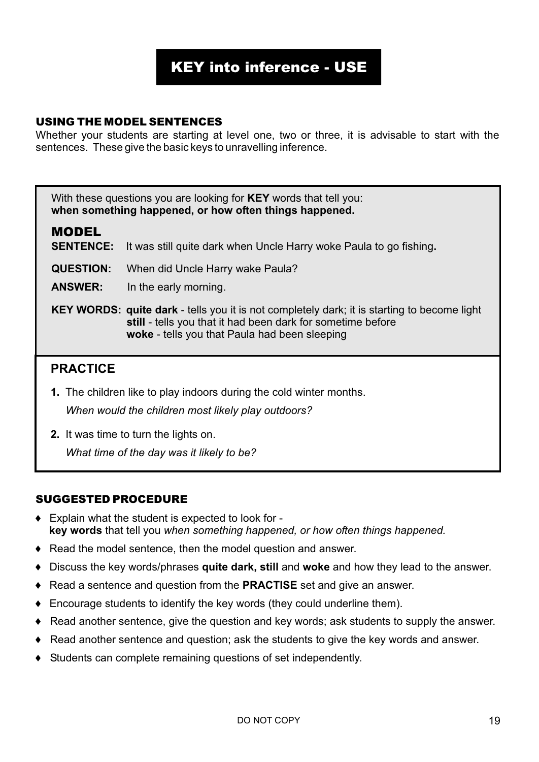# KEY into inference - USE

## USING THE MODEL SENTENCES

Whether your students are starting at level one, two or three, it is advisable to start with the sentences. These give the basic keys to unravelling inference.

With these questions you are looking for **KEY** words that tell you:
**when something happened, or how often things happened.**

### MODEL

**SENTENCE:** It was still quite dark when Uncle Harry woke Paula to go fishing**.**

**QUESTION:** When did Uncle Harry wake Paula?

**ANSWER:** In the early morning.

**KEY WORDS:** **quite dark** - tells you it is not completely dark; it is starting to become light
**still** - tells you that it had been dark for sometime before
**woke** - tells you that Paula had been sleeping

### PRACTICE

**1.** The children like to play indoors during the cold winter months.
*When would the children most likely play outdoors?*

**2.** It was time to turn the lights on.
*What time of the day was it likely to be?*

## SUGGESTED PROCEDURE

- Explain what the student is expected to look for - **key words** that tell you *when something happened, or how often things happened.*
- Read the model sentence, then the model question and answer.
- Discuss the key words/phrases **quite dark, still** and **woke** and how they lead to the answer.
- Read a sentence and question from the **PRACTISE** set and give an answer.
- Encourage students to identify the key words (they could underline them).
- Read another sentence, give the question and key words; ask students to supply the answer.
- Read another sentence and question; ask the students to give the key words and answer.
- Students can complete remaining questions of set independently.

DO NOT COPY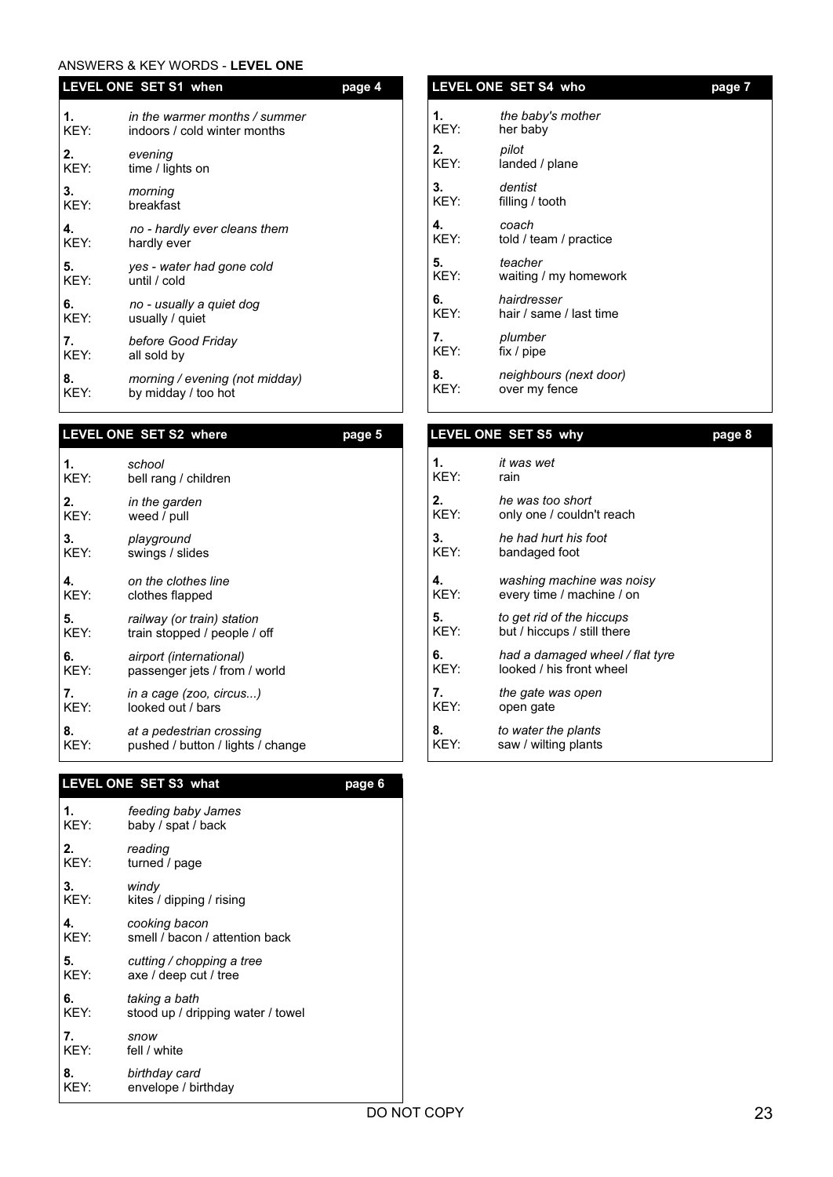ANSWERS & KEY WORDS - **LEVEL ONE**

## LEVEL ONE SET S1 when — page 4

**1.** *in the warmer months / summer*
KEY: indoors / cold winter months

**2.** *evening*
KEY: time / lights on

**3.** *morning*
KEY: breakfast

**4.** *no - hardly ever cleans them*
KEY: hardly ever

**5.** *yes - water had gone cold*
KEY: until / cold

**6.** *no - usually a quiet dog*
KEY: usually / quiet

**7.** *before Good Friday*
KEY: all sold by

**8.** *morning / evening (not midday)*
KEY: by midday / too hot

## LEVEL ONE SET S2 where — page 5

**1.** *school*
KEY: bell rang / children

**2.** *in the garden*
KEY: weed / pull

**3.** *playground*
KEY: swings / slides

**4.** *on the clothes line*
KEY: clothes flapped

**5.** *railway (or train) station*
KEY: train stopped / people / off

**6.** *airport (international)*
KEY: passenger jets / from / world

**7.** *in a cage (zoo, circus...)*
KEY: looked out / bars

**8.** *at a pedestrian crossing*
KEY: pushed / button / lights / change

## LEVEL ONE SET S3 what — page 6

**1.** *feeding baby James*
KEY: baby / spat / back

**2.** *reading*
KEY: turned / page

**3.** *windy*
KEY: kites / dipping / rising

**4.** *cooking bacon*
KEY: smell / bacon / attention back

**5.** *cutting / chopping a tree*
KEY: axe / deep cut / tree

**6.** *taking a bath*
KEY: stood up / dripping water / towel

**7.** *snow*
KEY: fell / white

**8.** *birthday card*
KEY: envelope / birthday

## LEVEL ONE SET S4 who — page 7

**1.** *the baby's mother*
KEY: her baby

**2.** *pilot*
KEY: landed / plane

**3.** *dentist*
KEY: filling / tooth

**4.** *coach*
KEY: told / team / practice

**5.** *teacher*
KEY: waiting / my homework

**6.** *hairdresser*
KEY: hair / same / last time

**7.** *plumber*
KEY: fix / pipe

**8.** *neighbours (next door)*
KEY: over my fence

## LEVEL ONE SET S5 why — page 8

**1.** *it was wet*
KEY: rain

**2.** *he was too short*
KEY: only one / couldn't reach

**3.** *he had hurt his foot*
KEY: bandaged foot

**4.** *washing machine was noisy*
KEY: every time / machine / on

**5.** *to get rid of the hiccups*
KEY: but / hiccups / still there

**6.** *had a damaged wheel / flat tyre*
KEY: looked / his front wheel

**7.** *the gate was open*
KEY: open gate

**8.** *to water the plants*
KEY: saw / wilting plants

DO NOT COPY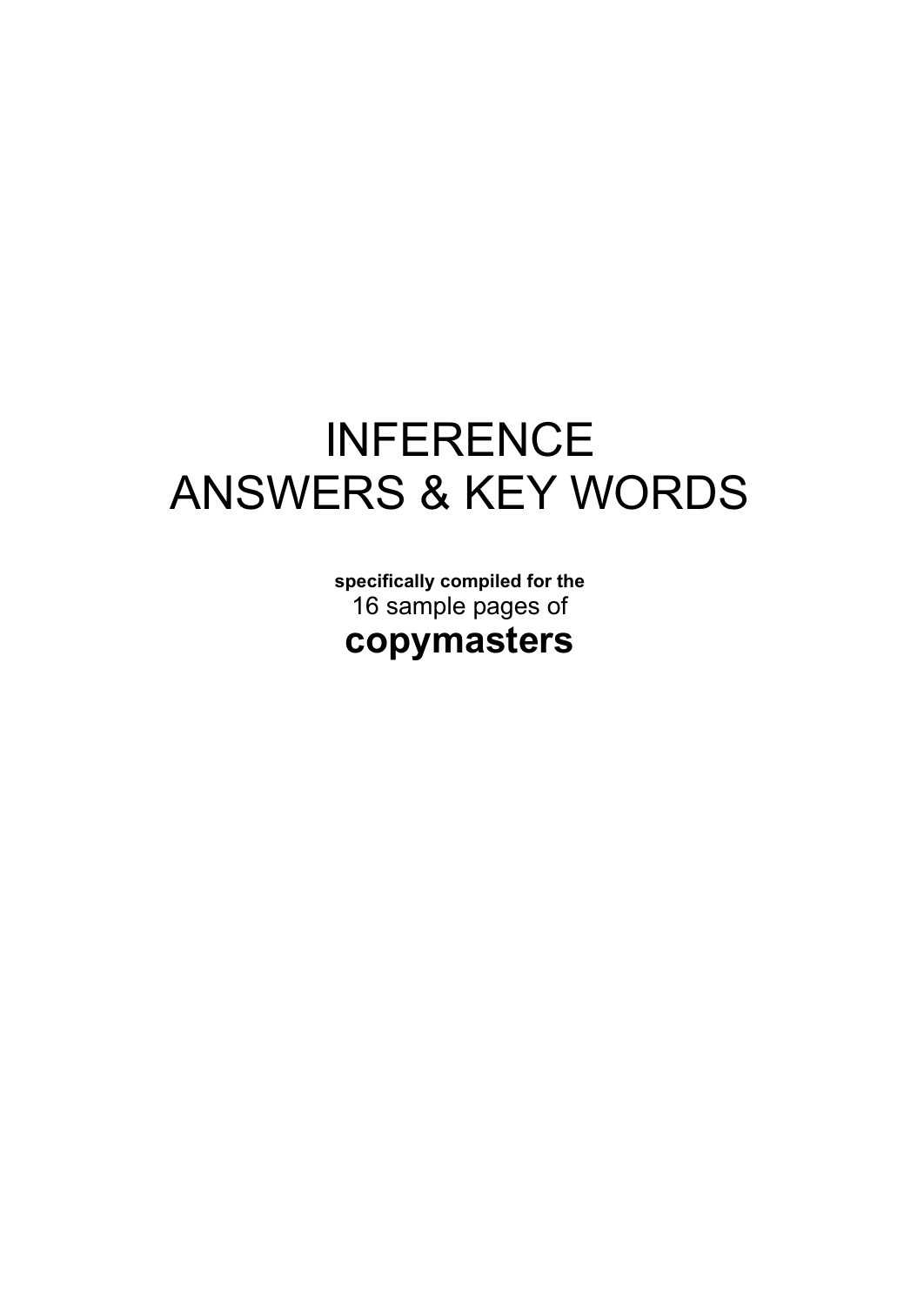# INFERENCE
# ANSWERS & KEY WORDS

**specifically compiled for the**
16 sample pages of
**copymasters**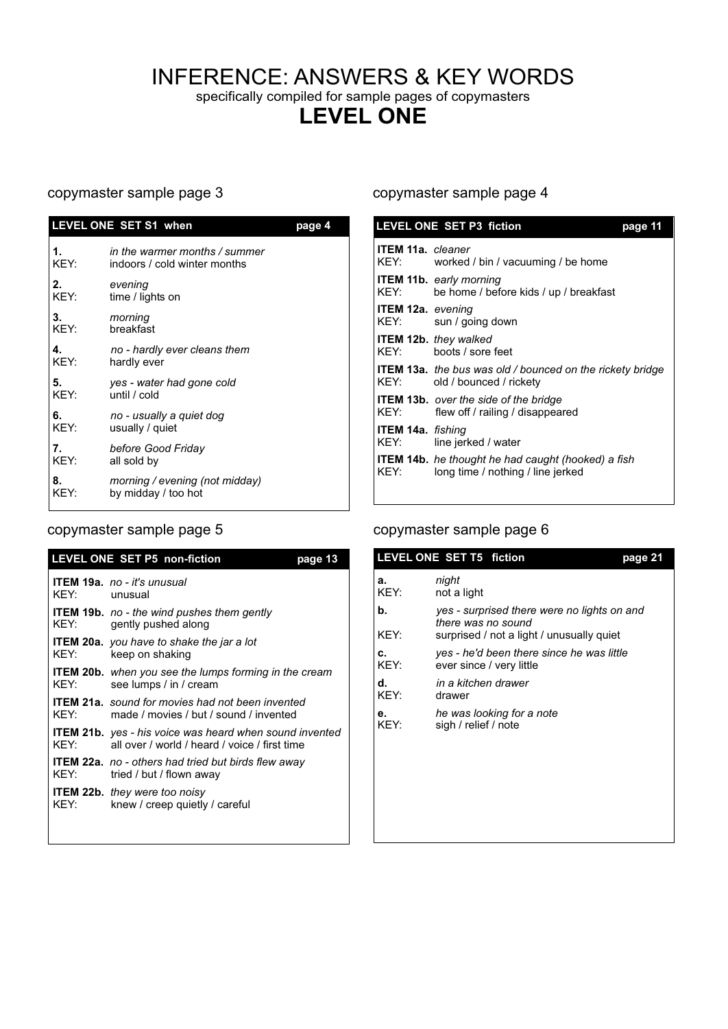# INFERENCE: ANSWERS & KEY WORDS

specifically compiled for sample pages of copymasters

## LEVEL ONE

### copymaster sample page 3

| LEVEL ONE SET S1 when | page 4 |
|---|---|
| **1.** | *in the warmer months / summer* |
| KEY: | indoors / cold winter months |
| **2.** | *evening* |
| KEY: | time / lights on |
| **3.** | *morning* |
| KEY: | breakfast |
| **4.** | *no - hardly ever cleans them* |
| KEY: | hardly ever |
| **5.** | *yes - water had gone cold* |
| KEY: | until / cold |
| **6.** | *no - usually a quiet dog* |
| KEY: | usually / quiet |
| **7.** | *before Good Friday* |
| KEY: | all sold by |
| **8.** | *morning / evening (not midday)* |
| KEY: | by midday / too hot |

### copymaster sample page 4

| LEVEL ONE SET P3 fiction | page 11 |
|---|---|
| **ITEM 11a.** | *cleaner* |
| KEY: | worked / bin / vacuuming / be home |
| **ITEM 11b.** | *early morning* |
| KEY: | be home / before kids / up / breakfast |
| **ITEM 12a.** | *evening* |
| KEY: | sun / going down |
| **ITEM 12b.** | *they walked* |
| KEY: | boots / sore feet |
| **ITEM 13a.** | *the bus was old / bounced on the rickety bridge* |
| KEY: | old / bounced / rickety |
| **ITEM 13b.** | *over the side of the bridge* |
| KEY: | flew off / railing / disappeared |
| **ITEM 14a.** | *fishing* |
| KEY: | line jerked / water |
| **ITEM 14b.** | *he thought he had caught (hooked) a fish* |
| KEY: | long time / nothing / line jerked |

### copymaster sample page 5

| LEVEL ONE SET P5 non-fiction | page 13 |
|---|---|
| **ITEM 19a.** | *no - it's unusual* |
| KEY: | unusual |
| **ITEM 19b.** | *no - the wind pushes them gently* |
| KEY: | gently pushed along |
| **ITEM 20a.** | *you have to shake the jar a lot* |
| KEY: | keep on shaking |
| **ITEM 20b.** | *when you see the lumps forming in the cream* |
| KEY: | see lumps / in / cream |
| **ITEM 21a.** | *sound for movies had not been invented* |
| KEY: | made / movies / but / sound / invented |
| **ITEM 21b.** | *yes - his voice was heard when sound invented* |
| KEY: | all over / world / heard / voice / first time |
| **ITEM 22a.** | *no - others had tried but birds flew away* |
| KEY: | tried / but / flown away |
| **ITEM 22b.** | *they were too noisy* |
| KEY: | knew / creep quietly / careful |

### copymaster sample page 6

| LEVEL ONE SET T5 fiction | page 21 |
|---|---|
| **a.** | *night* |
| KEY: | not a light |
| **b.** | *yes - surprised there were no lights on and there was no sound* |
| KEY: | surprised / not a light / unusually quiet |
| **c.** | *yes - he'd been there since he was little* |
| KEY: | ever since / very little |
| **d.** | *in a kitchen drawer* |
| KEY: | drawer |
| **e.** | *he was looking for a note* |
| KEY: | sigh / relief / note |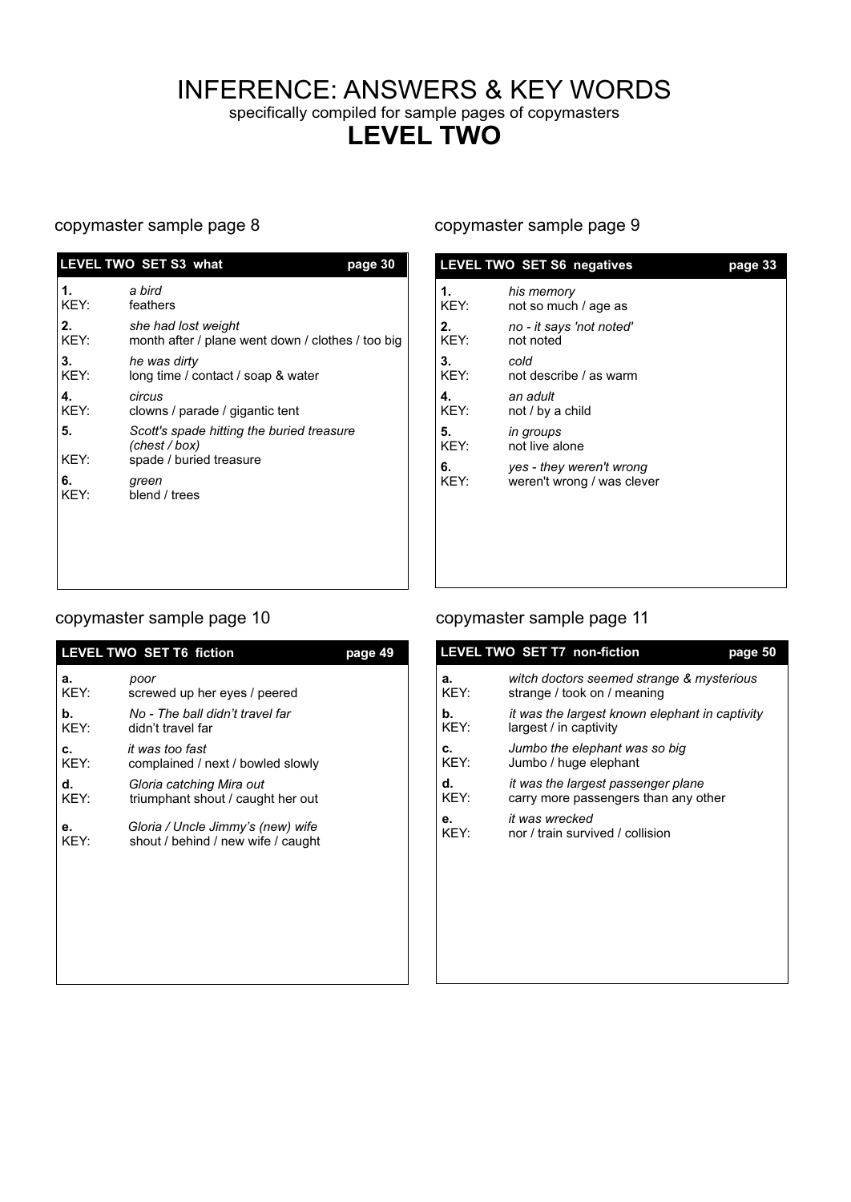# INFERENCE: ANSWERS & KEY WORDS

specifically compiled for sample pages of copymasters

## LEVEL TWO

### copymaster sample page 8

| LEVEL TWO SET S3 what | page 30 |
|---|---|
| **1.** | *a bird* |
| KEY: | feathers |
| **2.** | *she had lost weight* |
| KEY: | month after / plane went down / clothes / too big |
| **3.** | *he was dirty* |
| KEY: | long time / contact / soap & water |
| **4.** | *circus* |
| KEY: | clowns / parade / gigantic tent |
| **5.** | *Scott's spade hitting the buried treasure (chest / box)* |
| KEY: | spade / buried treasure |
| **6.** | *green* |
| KEY: | blend / trees |

### copymaster sample page 9

| LEVEL TWO SET S6 negatives | page 33 |
|---|---|
| **1.** | *his memory* |
| KEY: | not so much / age as |
| **2.** | *no - it says 'not noted'* |
| KEY: | not noted |
| **3.** | *cold* |
| KEY: | not describe / as warm |
| **4.** | *an adult* |
| KEY: | not / by a child |
| **5.** | *in groups* |
| KEY: | not live alone |
| **6.** | *yes - they weren't wrong* |
| KEY: | weren't wrong / was clever |

### copymaster sample page 10

| LEVEL TWO SET T6 fiction | page 49 |
|---|---|
| **a.** | *poor* |
| KEY: | screwed up her eyes / peered |
| **b.** | *No - The ball didn't travel far* |
| KEY: | didn't travel far |
| **c.** | *it was too fast* |
| KEY: | complained / next / bowled slowly |
| **d.** | *Gloria catching Mira out* |
| KEY: | triumphant shout / caught her out |
| **e.** | *Gloria / Uncle Jimmy's (new) wife* |
| KEY: | shout / behind / new wife / caught |

### copymaster sample page 11

| LEVEL TWO SET T7 non-fiction | page 50 |
|---|---|
| **a.** | *witch doctors seemed strange & mysterious* |
| KEY: | strange / took on / meaning |
| **b.** | *it was the largest known elephant in captivity* |
| KEY: | largest / in captivity |
| **c.** | *Jumbo the elephant was so big* |
| KEY: | Jumbo / huge elephant |
| **d.** | *it was the largest passenger plane* |
| KEY: | carry more passengers than any other |
| **e.** | *it was wrecked* |
| KEY: | nor / train survived / collision |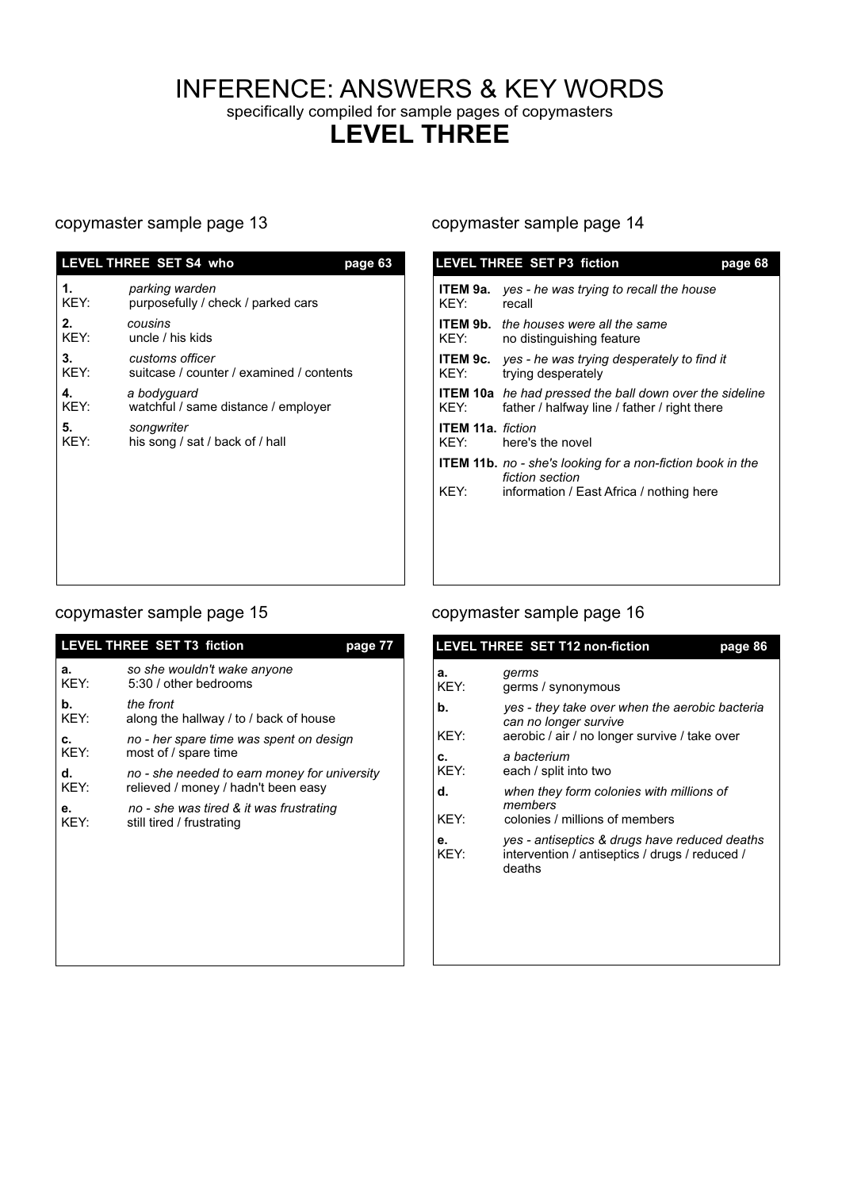# INFERENCE: ANSWERS & KEY WORDS

specifically compiled for sample pages of copymasters

# LEVEL THREE

## copymaster sample page 13

| LEVEL THREE SET S4 who | page 63 |
|---|---|
| **1.** | *parking warden* |
| KEY: | purposefully / check / parked cars |
| **2.** | *cousins* |
| KEY: | uncle / his kids |
| **3.** | *customs officer* |
| KEY: | suitcase / counter / examined / contents |
| **4.** | *a bodyguard* |
| KEY: | watchful / same distance / employer |
| **5.** | *songwriter* |
| KEY: | his song / sat / back of / hall |

## copymaster sample page 14

| LEVEL THREE SET P3 fiction | page 68 |
|---|---|
| **ITEM 9a.** | *yes - he was trying to recall the house* |
| KEY: | recall |
| **ITEM 9b.** | *the houses were all the same* |
| KEY: | no distinguishing feature |
| **ITEM 9c.** | *yes - he was trying desperately to find it* |
| KEY: | trying desperately |
| **ITEM 10a** | *he had pressed the ball down over the sideline* |
| KEY: | father / halfway line / father / right there |
| **ITEM 11a.** | *fiction* |
| KEY: | here's the novel |
| **ITEM 11b.** | *no - she's looking for a non-fiction book in the fiction section* |
| KEY: | information / East Africa / nothing here |

## copymaster sample page 15

| LEVEL THREE SET T3 fiction | page 77 |
|---|---|
| **a.** | *so she wouldn't wake anyone* |
| KEY: | 5:30 / other bedrooms |
| **b.** | *the front* |
| KEY: | along the hallway / to / back of house |
| **c.** | *no - her spare time was spent on design* |
| KEY: | most of / spare time |
| **d.** | *no - she needed to earn money for university* |
| KEY: | relieved / money / hadn't been easy |
| **e.** | *no - she was tired & it was frustrating* |
| KEY: | still tired / frustrating |

## copymaster sample page 16

| LEVEL THREE SET T12 non-fiction | page 86 |
|---|---|
| **a.** | *germs* |
| KEY: | germs / synonymous |
| **b.** | *yes - they take over when the aerobic bacteria can no longer survive* |
| KEY: | aerobic / air / no longer survive / take over |
| **c.** | *a bacterium* |
| KEY: | each / split into two |
| **d.** | *when they form colonies with millions of members* |
| KEY: | colonies / millions of members |
| **e.** | *yes - antiseptics & drugs have reduced deaths* |
| KEY: | intervention / antiseptics / drugs / reduced / deaths |